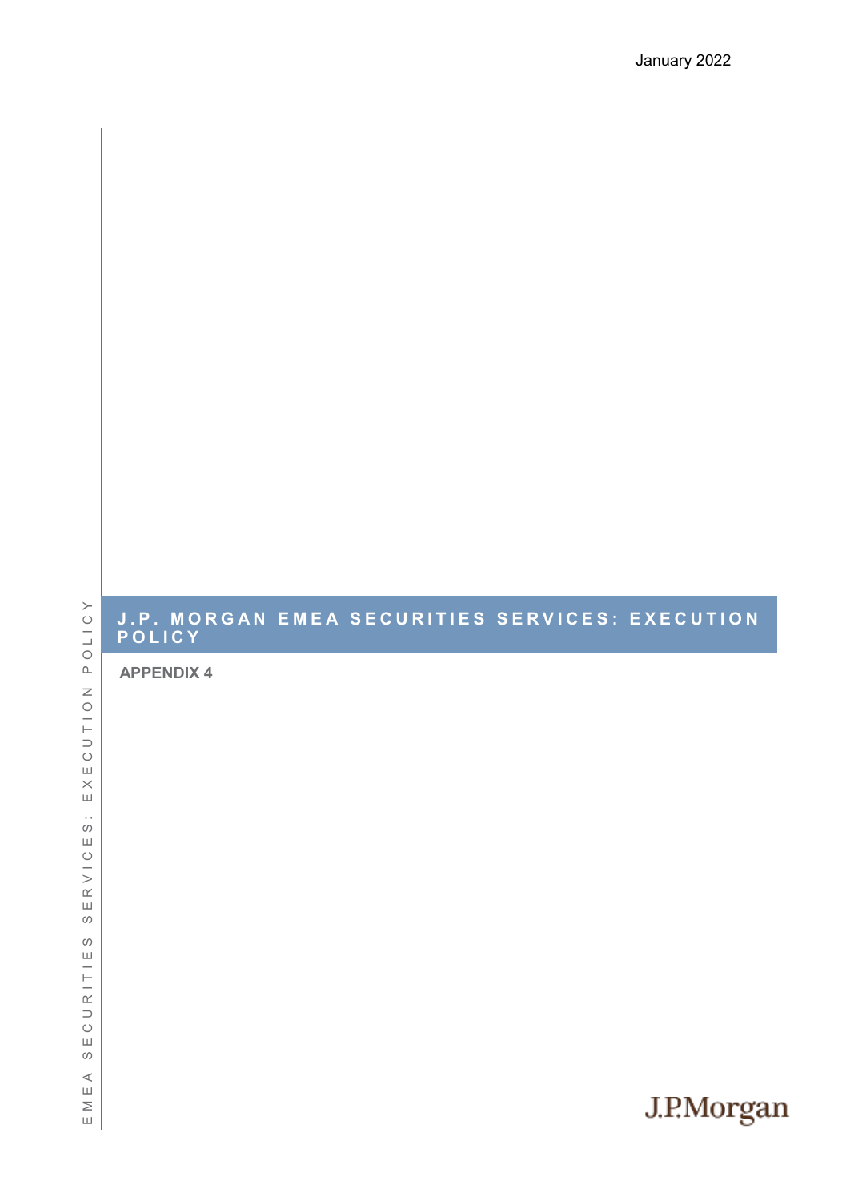January 2022

# J.P. MORGAN EMEA SECURITIES SERVICES: EXECUTION POLICY

**APPENDIX 4**

J.P.Morgan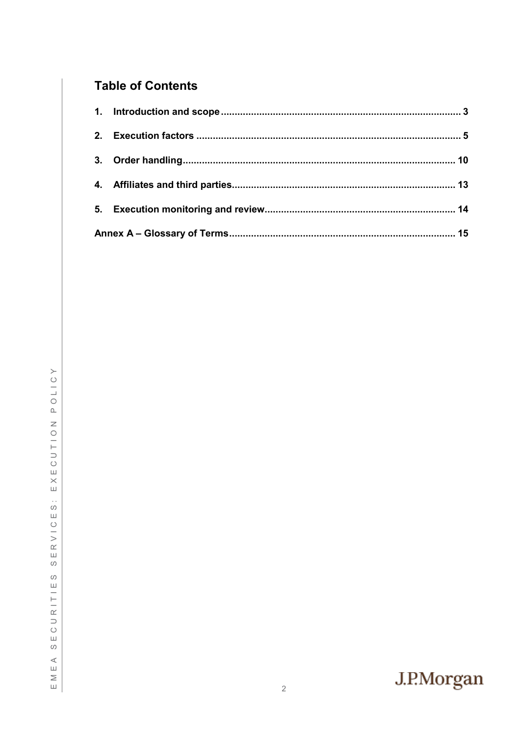## Table of Contents

**1. Introduction and scope** .......... 3

**2. Execution factors** .......... 5

**3. Order handling** .......... 10

**4. Affiliates and third parties** .......... 13

**5. Execution monitoring and review** .......... 14

**Annex A – Glossary of Terms** .......... 15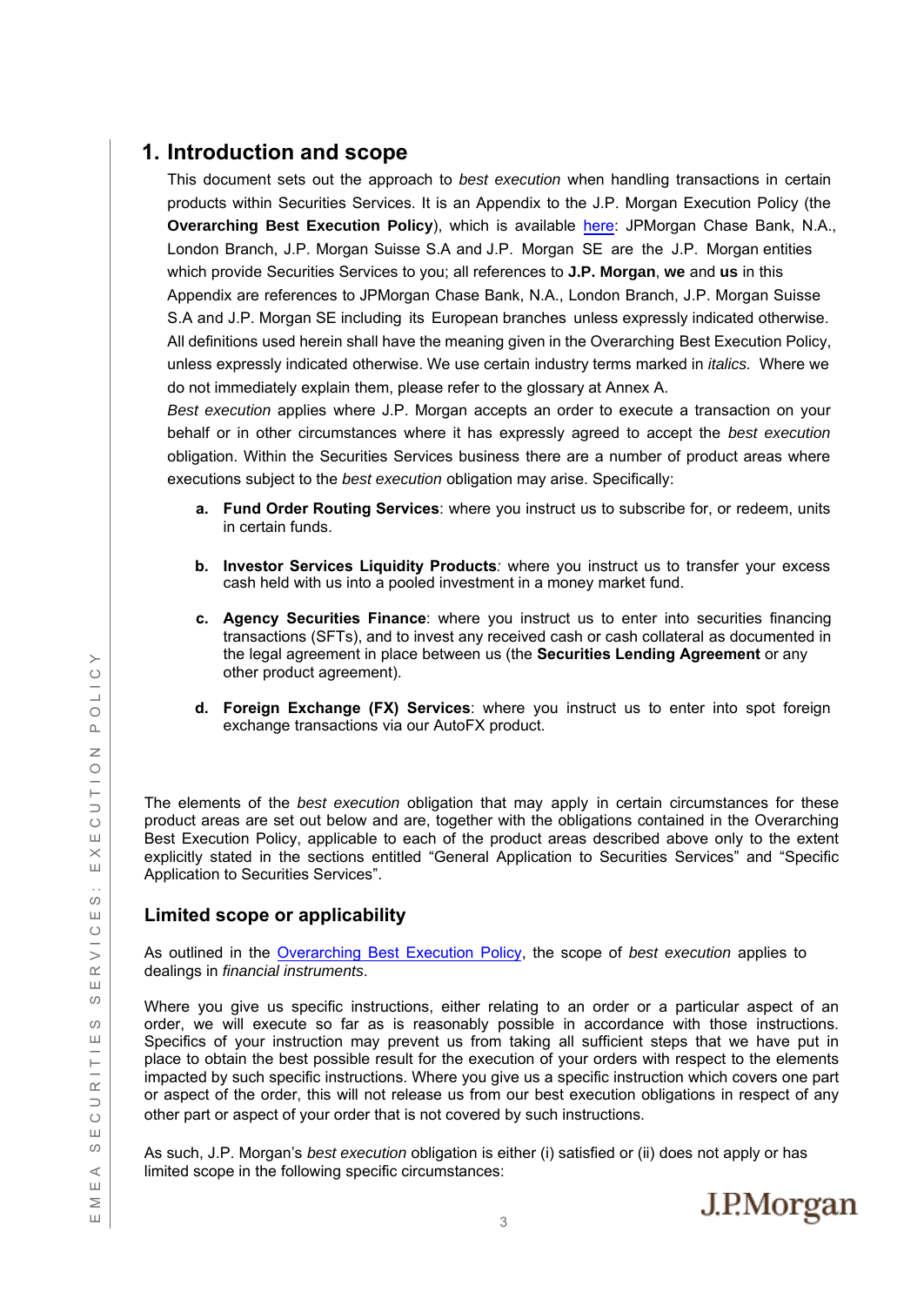# 1. Introduction and scope

This document sets out the approach to *best execution* when handling transactions in certain products within Securities Services. It is an Appendix to the J.P. Morgan Execution Policy (the **Overarching Best Execution Policy**), which is available [here](): JPMorgan Chase Bank, N.A., London Branch, J.P. Morgan Suisse S.A and J.P. Morgan SE are the J.P. Morgan entities which provide Securities Services to you; all references to **J.P. Morgan**, **we** and **us** in this Appendix are references to JPMorgan Chase Bank, N.A., London Branch, J.P. Morgan Suisse S.A and J.P. Morgan SE including its European branches unless expressly indicated otherwise. All definitions used herein shall have the meaning given in the Overarching Best Execution Policy, unless expressly indicated otherwise. We use certain industry terms marked in *italics*. Where we do not immediately explain them, please refer to the glossary at Annex A.

*Best execution* applies where J.P. Morgan accepts an order to execute a transaction on your behalf or in other circumstances where it has expressly agreed to accept the *best execution* obligation. Within the Securities Services business there are a number of product areas where executions subject to the *best execution* obligation may arise. Specifically:

a. **Fund Order Routing Services**: where you instruct us to subscribe for, or redeem, units in certain funds.

b. **Investor Services Liquidity Products**: where you instruct us to transfer your excess cash held with us into a pooled investment in a money market fund.

c. **Agency Securities Finance**: where you instruct us to enter into securities financing transactions (SFTs), and to invest any received cash or cash collateral as documented in the legal agreement in place between us (the **Securities Lending Agreement** or any other product agreement).

d. **Foreign Exchange (FX) Services**: where you instruct us to enter into spot foreign exchange transactions via our AutoFX product.

The elements of the *best execution* obligation that may apply in certain circumstances for these product areas are set out below and are, together with the obligations contained in the Overarching Best Execution Policy, applicable to each of the product areas described above only to the extent explicitly stated in the sections entitled "General Application to Securities Services" and "Specific Application to Securities Services".

## Limited scope or applicability

As outlined in the [Overarching Best Execution Policy](), the scope of *best execution* applies to dealings in *financial instruments*.

Where you give us specific instructions, either relating to an order or a particular aspect of an order, we will execute so far as is reasonably possible in accordance with those instructions. Specifics of your instruction may prevent us from taking all sufficient steps that we have put in place to obtain the best possible result for the execution of your orders with respect to the elements impacted by such specific instructions. Where you give us a specific instruction which covers one part or aspect of the order, this will not release us from our best execution obligations in respect of any other part or aspect of your order that is not covered by such instructions.

As such, J.P. Morgan's *best execution* obligation is either (i) satisfied or (ii) does not apply or has limited scope in the following specific circumstances: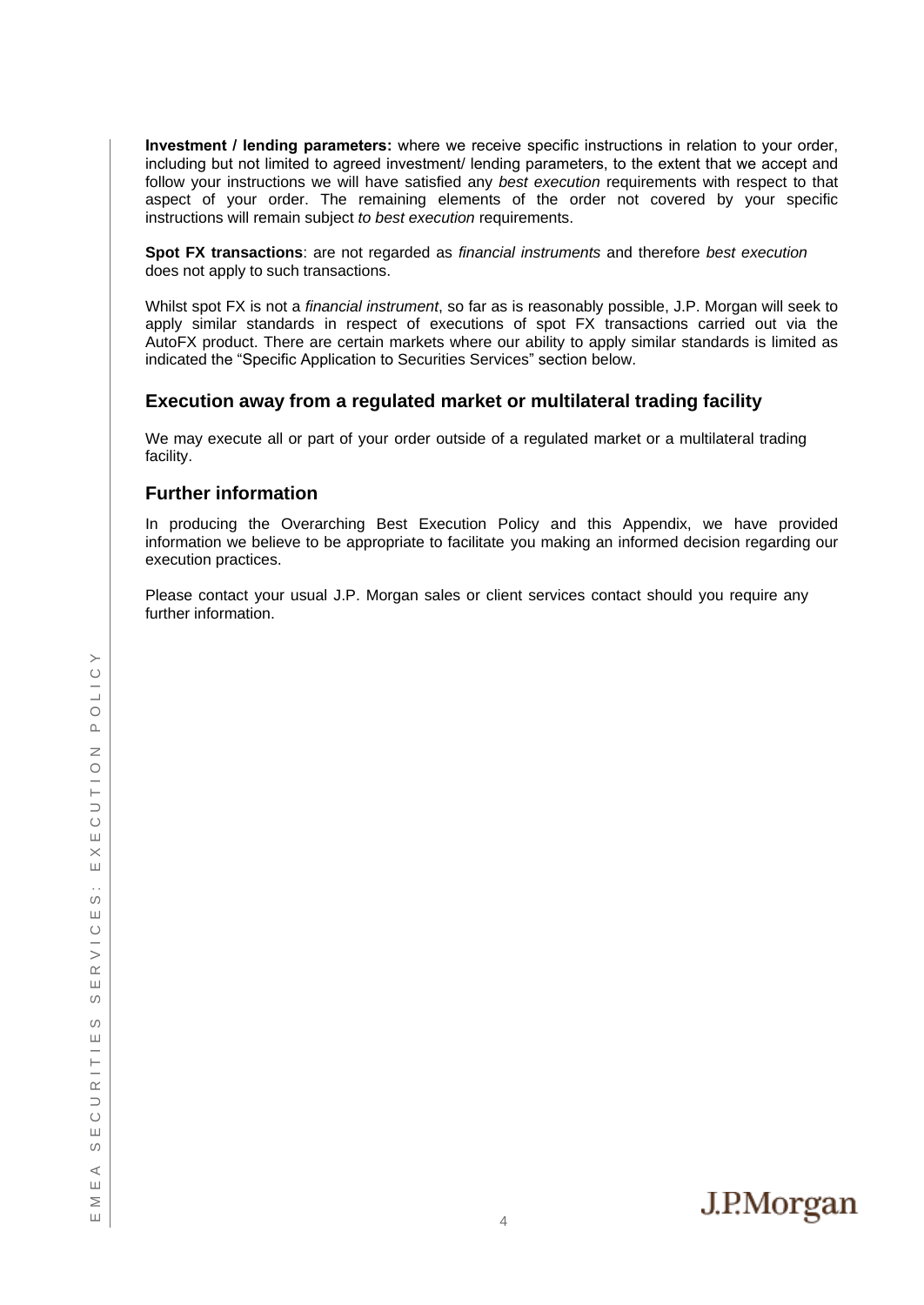**Investment / lending parameters:** where we receive specific instructions in relation to your order, including but not limited to agreed investment/ lending parameters, to the extent that we accept and follow your instructions we will have satisfied any *best execution* requirements with respect to that aspect of your order. The remaining elements of the order not covered by your specific instructions will remain subject *to best execution* requirements.

**Spot FX transactions**: are not regarded as *financial instruments* and therefore *best execution* does not apply to such transactions.

Whilst spot FX is not a *financial instrument*, so far as is reasonably possible, J.P. Morgan will seek to apply similar standards in respect of executions of spot FX transactions carried out via the AutoFX product. There are certain markets where our ability to apply similar standards is limited as indicated the "Specific Application to Securities Services" section below.

## Execution away from a regulated market or multilateral trading facility

We may execute all or part of your order outside of a regulated market or a multilateral trading facility.

## Further information

In producing the Overarching Best Execution Policy and this Appendix, we have provided information we believe to be appropriate to facilitate you making an informed decision regarding our execution practices.

Please contact your usual J.P. Morgan sales or client services contact should you require any further information.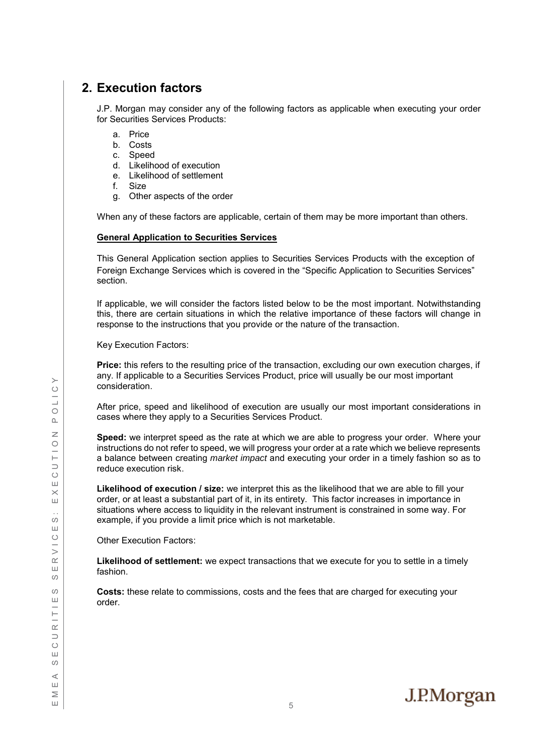## 2. Execution factors

J.P. Morgan may consider any of the following factors as applicable when executing your order for Securities Services Products:

a. Price
b. Costs
c. Speed
d. Likelihood of execution
e. Likelihood of settlement
f. Size
g. Other aspects of the order

When any of these factors are applicable, certain of them may be more important than others.

**General Application to Securities Services**

This General Application section applies to Securities Services Products with the exception of Foreign Exchange Services which is covered in the “Specific Application to Securities Services” section.

If applicable, we will consider the factors listed below to be the most important. Notwithstanding this, there are certain situations in which the relative importance of these factors will change in response to the instructions that you provide or the nature of the transaction.

Key Execution Factors:

**Price:** this refers to the resulting price of the transaction, excluding our own execution charges, if any. If applicable to a Securities Services Product, price will usually be our most important consideration.

After price, speed and likelihood of execution are usually our most important considerations in cases where they apply to a Securities Services Product.

**Speed:** we interpret speed as the rate at which we are able to progress your order. Where your instructions do not refer to speed, we will progress your order at a rate which we believe represents a balance between creating *market impact* and executing your order in a timely fashion so as to reduce execution risk.

**Likelihood of execution / size:** we interpret this as the likelihood that we are able to fill your order, or at least a substantial part of it, in its entirety. This factor increases in importance in situations where access to liquidity in the relevant instrument is constrained in some way. For example, if you provide a limit price which is not marketable.

Other Execution Factors:

**Likelihood of settlement:** we expect transactions that we execute for you to settle in a timely fashion.

**Costs:** these relate to commissions, costs and the fees that are charged for executing your order.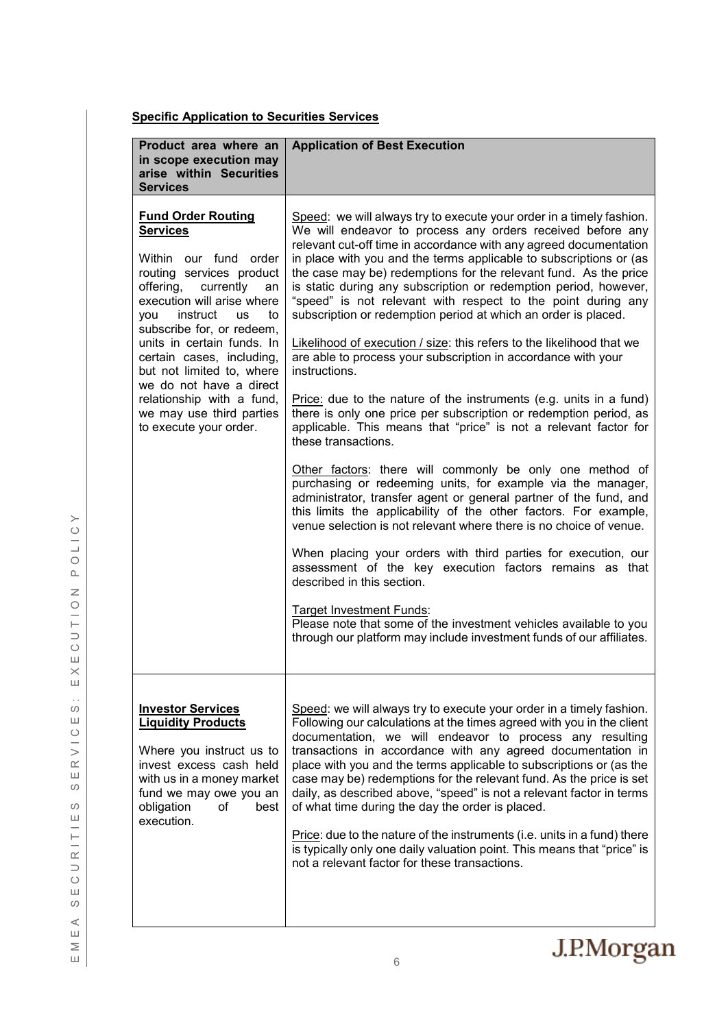**Specific Application to Securities Services**

| Product area where an in scope execution may arise within Securities Services | Application of Best Execution |
|---|---|
| <u>**Fund Order Routing Services**</u><br><br>Within our fund order routing services product offering, currently an execution will arise where you instruct us to subscribe for, or redeem, units in certain funds. In certain cases, including, but not limited to, where we do not have a direct relationship with a fund, we may use third parties to execute your order. | <u>Speed</u>: we will always try to execute your order in a timely fashion. We will endeavor to process any orders received before any relevant cut-off time in accordance with any agreed documentation in place with you and the terms applicable to subscriptions or (as the case may be) redemptions for the relevant fund. As the price is static during any subscription or redemption period, however, "speed" is not relevant with respect to the point during any subscription or redemption period at which an order is placed.<br><br><u>Likelihood of execution / size</u>: this refers to the likelihood that we are able to process your subscription in accordance with your instructions.<br><br><u>Price</u>: due to the nature of the instruments (e.g. units in a fund) there is only one price per subscription or redemption period, as applicable. This means that "price" is not a relevant factor for these transactions.<br><br><u>Other factors</u>: there will commonly be only one method of purchasing or redeeming units, for example via the manager, administrator, transfer agent or general partner of the fund, and this limits the applicability of the other factors. For example, venue selection is not relevant where there is no choice of venue.<br><br>When placing your orders with third parties for execution, our assessment of the key execution factors remains as that described in this section.<br><br><u>Target Investment Funds</u>:<br>Please note that some of the investment vehicles available to you through our platform may include investment funds of our affiliates. |
| <u>**Investor Services Liquidity Products**</u><br><br>Where you instruct us to invest excess cash held with us in a money market fund we may owe you an obligation of best execution. | <u>Speed</u>: we will always try to execute your order in a timely fashion. Following our calculations at the times agreed with you in the client documentation, we will endeavor to process any resulting transactions in accordance with any agreed documentation in place with you and the terms applicable to subscriptions or (as the case may be) redemptions for the relevant fund. As the price is set daily, as described above, "speed" is not a relevant factor in terms of what time during the day the order is placed.<br><br><u>Price</u>: due to the nature of the instruments (i.e. units in a fund) there is typically only one daily valuation point. This means that "price" is not a relevant factor for these transactions. |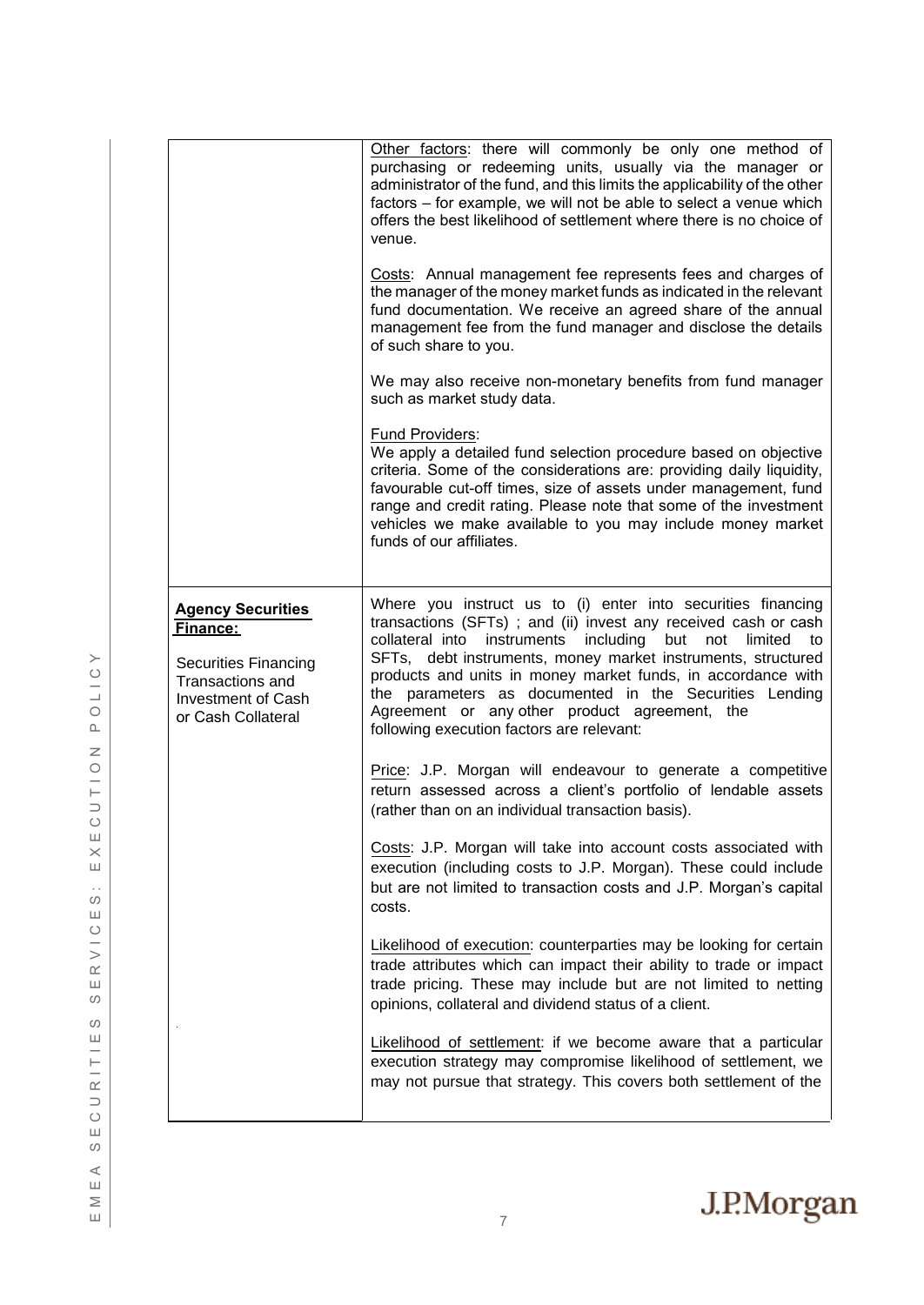| | |
|---|---|
| | Other factors: there will commonly be only one method of purchasing or redeeming units, usually via the manager or administrator of the fund, and this limits the applicability of the other factors – for example, we will not be able to select a venue which offers the best likelihood of settlement where there is no choice of venue.<br><br>Costs: Annual management fee represents fees and charges of the manager of the money market funds as indicated in the relevant fund documentation. We receive an agreed share of the annual management fee from the fund manager and disclose the details of such share to you.<br><br>We may also receive non-monetary benefits from fund manager such as market study data.<br><br>Fund Providers:<br>We apply a detailed fund selection procedure based on objective criteria. Some of the considerations are: providing daily liquidity, favourable cut-off times, size of assets under management, fund range and credit rating. Please note that some of the investment vehicles we make available to you may include money market funds of our affiliates. |
| **Agency Securities Finance:**<br><br>Securities Financing Transactions and Investment of Cash or Cash Collateral | Where you instruct us to (i) enter into securities financing transactions (SFTs) ; and (ii) invest any received cash or cash collateral into instruments including but not limited to SFTs, debt instruments, money market instruments, structured products and units in money market funds, in accordance with the parameters as documented in the Securities Lending Agreement or any other product agreement, the following execution factors are relevant:<br><br>Price: J.P. Morgan will endeavour to generate a competitive return assessed across a client's portfolio of lendable assets (rather than on an individual transaction basis).<br><br>Costs: J.P. Morgan will take into account costs associated with execution (including costs to J.P. Morgan). These could include but are not limited to transaction costs and J.P. Morgan's capital costs.<br><br>Likelihood of execution: counterparties may be looking for certain trade attributes which can impact their ability to trade or impact trade pricing. These may include but are not limited to netting opinions, collateral and dividend status of a client.<br><br>Likelihood of settlement: if we become aware that a particular execution strategy may compromise likelihood of settlement, we may not pursue that strategy. This covers both settlement of the |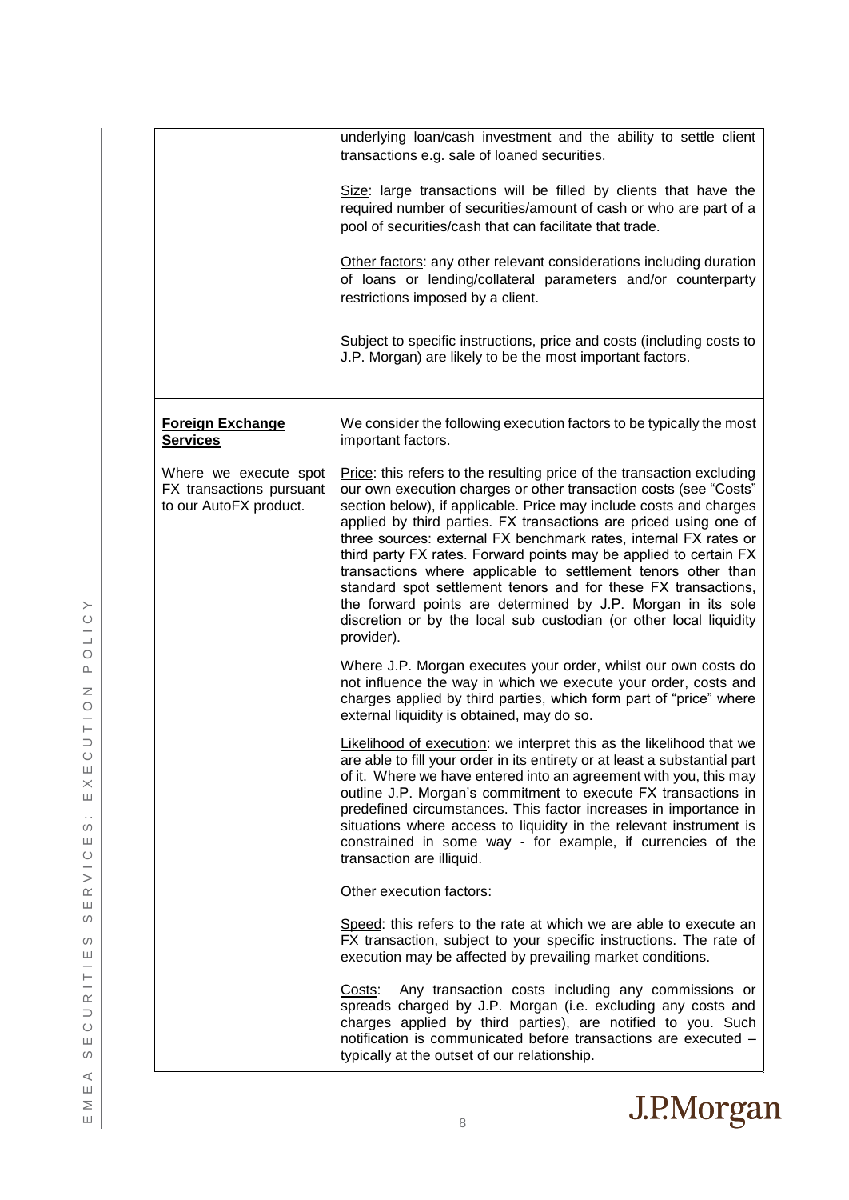| | |
|---|---|
| | underlying loan/cash investment and the ability to settle client transactions e.g. sale of loaned securities.<br><br>Size: large transactions will be filled by clients that have the required number of securities/amount of cash or who are part of a pool of securities/cash that can facilitate that trade.<br><br>Other factors: any other relevant considerations including duration of loans or lending/collateral parameters and/or counterparty restrictions imposed by a client.<br><br>Subject to specific instructions, price and costs (including costs to J.P. Morgan) are likely to be the most important factors. |
| **Foreign Exchange Services**<br><br>Where we execute spot FX transactions pursuant to our AutoFX product. | We consider the following execution factors to be typically the most important factors.<br><br>Price: this refers to the resulting price of the transaction excluding our own execution charges or other transaction costs (see "Costs" section below), if applicable. Price may include costs and charges applied by third parties. FX transactions are priced using one of three sources: external FX benchmark rates, internal FX rates or third party FX rates. Forward points may be applied to certain FX transactions where applicable to settlement tenors other than standard spot settlement tenors and for these FX transactions, the forward points are determined by J.P. Morgan in its sole discretion or by the local sub custodian (or other local liquidity provider).<br><br>Where J.P. Morgan executes your order, whilst our own costs do not influence the way in which we execute your order, costs and charges applied by third parties, which form part of "price" where external liquidity is obtained, may do so.<br><br>Likelihood of execution: we interpret this as the likelihood that we are able to fill your order in its entirety or at least a substantial part of it. Where we have entered into an agreement with you, this may outline J.P. Morgan's commitment to execute FX transactions in predefined circumstances. This factor increases in importance in situations where access to liquidity in the relevant instrument is constrained in some way - for example, if currencies of the transaction are illiquid.<br><br>Other execution factors:<br><br>Speed: this refers to the rate at which we are able to execute an FX transaction, subject to your specific instructions. The rate of execution may be affected by prevailing market conditions.<br><br>Costs: Any transaction costs including any commissions or spreads charged by J.P. Morgan (i.e. excluding any costs and charges applied by third parties), are notified to you. Such notification is communicated before transactions are executed – typically at the outset of our relationship. |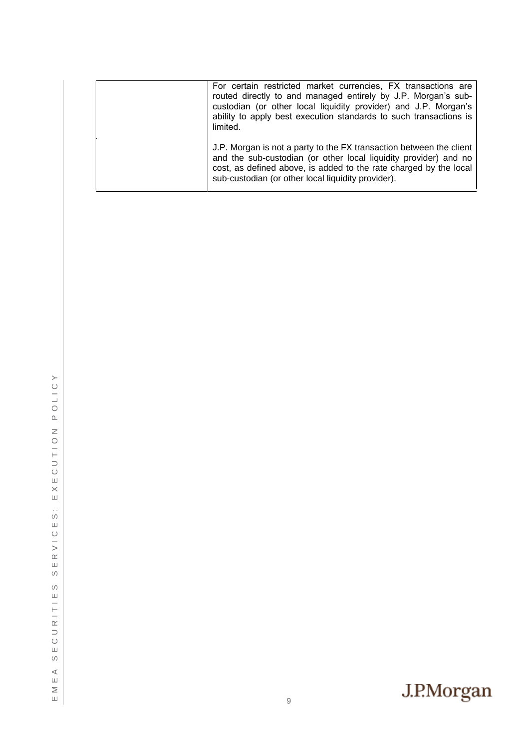|  | For certain restricted market currencies, FX transactions are routed directly to and managed entirely by J.P. Morgan's sub-custodian (or other local liquidity provider) and J.P. Morgan's ability to apply best execution standards to such transactions is limited.<br><br>J.P. Morgan is not a party to the FX transaction between the client and the sub-custodian (or other local liquidity provider) and no cost, as defined above, is added to the rate charged by the local sub-custodian (or other local liquidity provider). |
|---|---|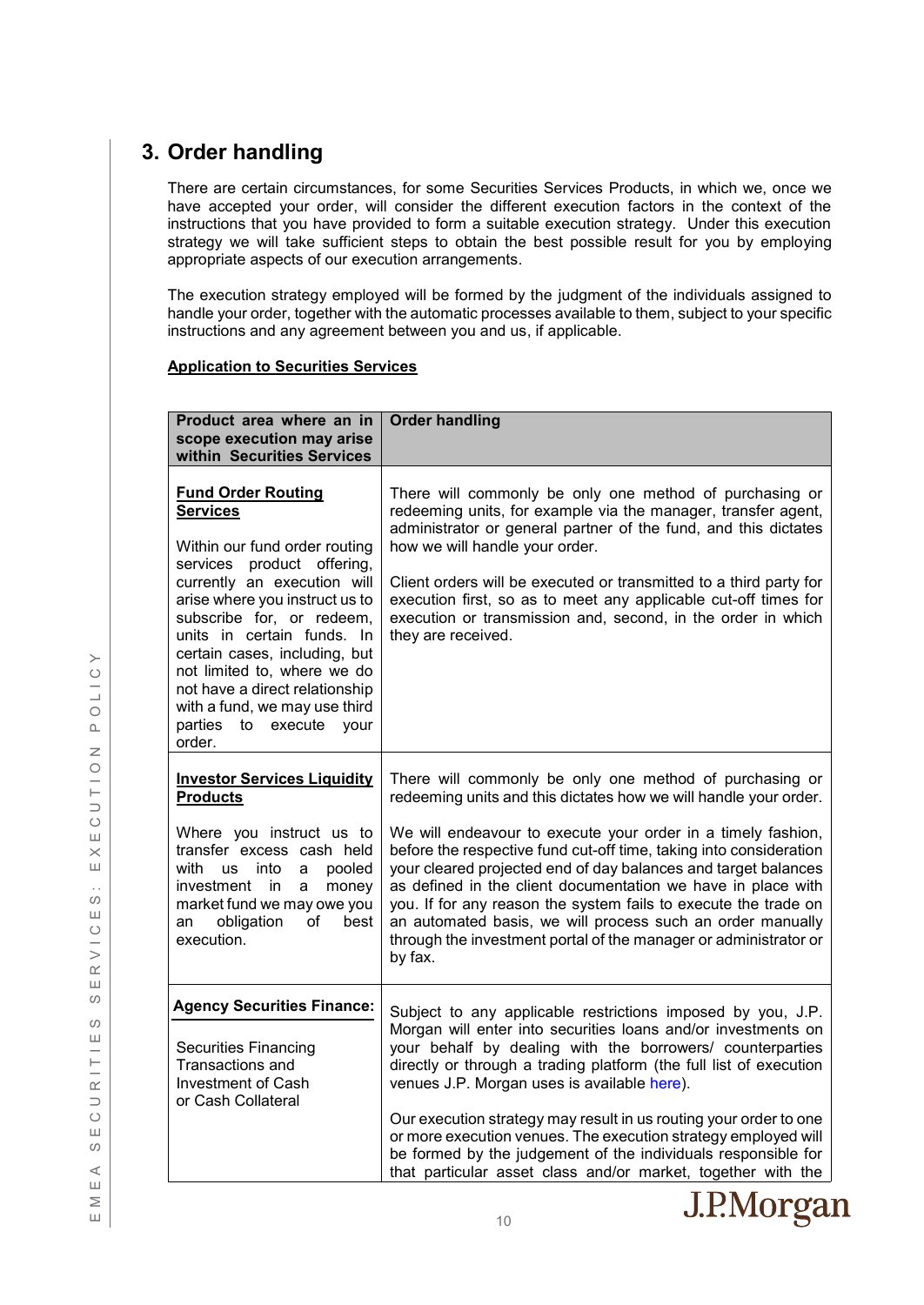## 3. Order handling

There are certain circumstances, for some Securities Services Products, in which we, once we have accepted your order, will consider the different execution factors in the context of the instructions that you have provided to form a suitable execution strategy. Under this execution strategy we will take sufficient steps to obtain the best possible result for you by employing appropriate aspects of our execution arrangements.

The execution strategy employed will be formed by the judgment of the individuals assigned to handle your order, together with the automatic processes available to them, subject to your specific instructions and any agreement between you and us, if applicable.

**Application to Securities Services**

| Product area where an in scope execution may arise within Securities Services | Order handling |
|---|---|
| **Fund Order Routing Services**<br><br>Within our fund order routing services product offering, currently an execution will arise where you instruct us to subscribe for, or redeem, units in certain funds. In certain cases, including, but not limited to, where we do not have a direct relationship with a fund, we may use third parties to execute your order. | There will commonly be only one method of purchasing or redeeming units, for example via the manager, transfer agent, administrator or general partner of the fund, and this dictates how we will handle your order.<br><br>Client orders will be executed or transmitted to a third party for execution first, so as to meet any applicable cut-off times for execution or transmission and, second, in the order in which they are received. |
| **Investor Services Liquidity Products**<br><br>Where you instruct us to transfer excess cash held with us into a pooled investment in a money market fund we may owe you an obligation of best execution. | There will commonly be only one method of purchasing or redeeming units and this dictates how we will handle your order.<br><br>We will endeavour to execute your order in a timely fashion, before the respective fund cut-off time, taking into consideration your cleared projected end of day balances and target balances as defined in the client documentation we have in place with you. If for any reason the system fails to execute the trade on an automated basis, we will process such an order manually through the investment portal of the manager or administrator or by fax. |
| **Agency Securities Finance:**<br><br>Securities Financing Transactions and Investment of Cash or Cash Collateral | Subject to any applicable restrictions imposed by you, J.P. Morgan will enter into securities loans and/or investments on your behalf by dealing with the borrowers/ counterparties directly or through a trading platform (the full list of execution venues J.P. Morgan uses is available here).<br><br>Our execution strategy may result in us routing your order to one or more execution venues. The execution strategy employed will be formed by the judgement of the individuals responsible for that particular asset class and/or market, together with the |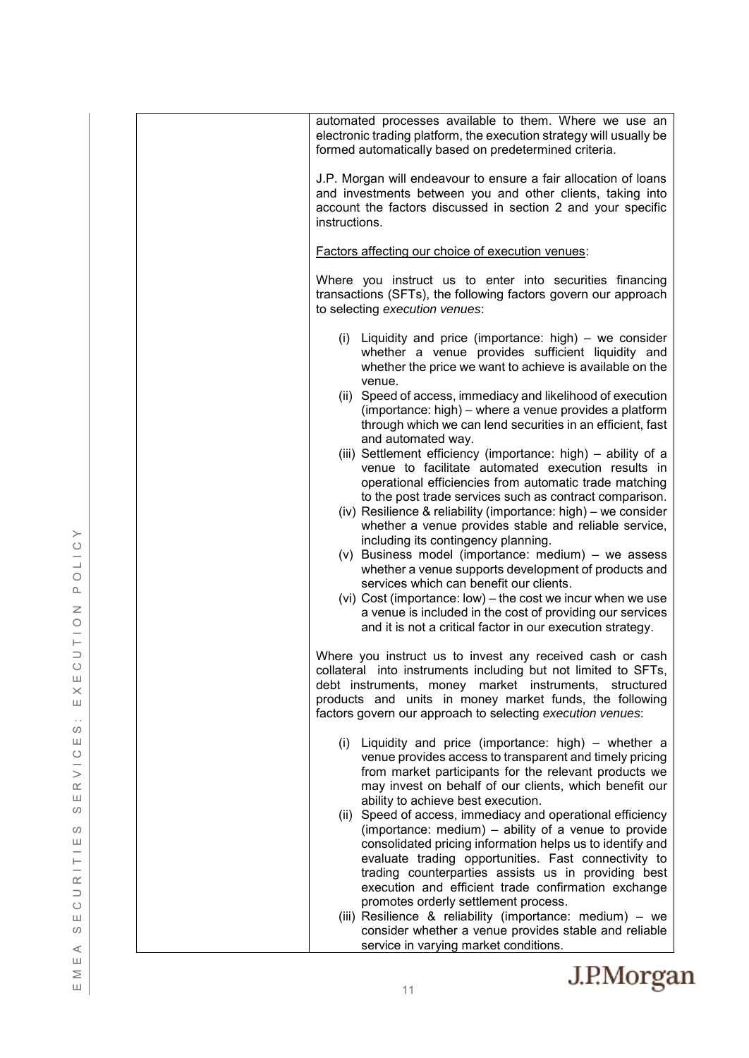| | automated processes available to them. Where we use an electronic trading platform, the execution strategy will usually be formed automatically based on predetermined criteria.<br><br>J.P. Morgan will endeavour to ensure a fair allocation of loans and investments between you and other clients, taking into account the factors discussed in section 2 and your specific instructions.<br><br>Factors affecting our choice of execution venues:<br><br>Where you instruct us to enter into securities financing transactions (SFTs), the following factors govern our approach to selecting *execution venues*:<br><br>(i) Liquidity and price (importance: high) – we consider whether a venue provides sufficient liquidity and whether the price we want to achieve is available on the venue.<br>(ii) Speed of access, immediacy and likelihood of execution (importance: high) – where a venue provides a platform through which we can lend securities in an efficient, fast and automated way.<br>(iii) Settlement efficiency (importance: high) – ability of a venue to facilitate automated execution results in operational efficiencies from automatic trade matching to the post trade services such as contract comparison.<br>(iv) Resilience & reliability (importance: high) – we consider whether a venue provides stable and reliable service, including its contingency planning.<br>(v) Business model (importance: medium) – we assess whether a venue supports development of products and services which can benefit our clients.<br>(vi) Cost (importance: low) – the cost we incur when we use a venue is included in the cost of providing our services and it is not a critical factor in our execution strategy.<br><br>Where you instruct us to invest any received cash or cash collateral into instruments including but not limited to SFTs, debt instruments, money market instruments, structured products and units in money market funds, the following factors govern our approach to selecting *execution venues*:<br><br>(i) Liquidity and price (importance: high) – whether a venue provides access to transparent and timely pricing from market participants for the relevant products we may invest on behalf of our clients, which benefit our ability to achieve best execution.<br>(ii) Speed of access, immediacy and operational efficiency (importance: medium) – ability of a venue to provide consolidated pricing information helps us to identify and evaluate trading opportunities. Fast connectivity to trading counterparties assists us in providing best execution and efficient trade confirmation exchange promotes orderly settlement process.<br>(iii) Resilience & reliability (importance: medium) – we consider whether a venue provides stable and reliable service in varying market conditions. |
|---|---|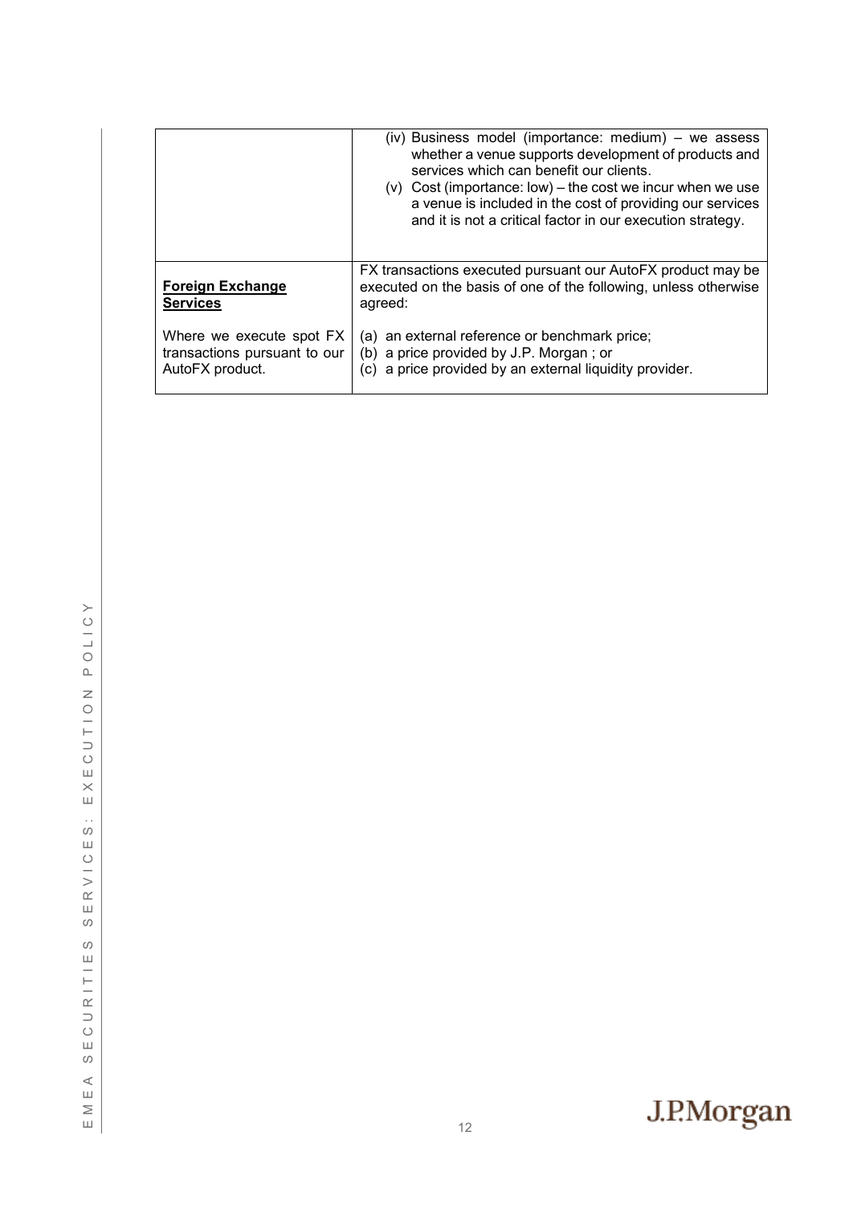| | |
|---|---|
| | (iv) Business model (importance: medium) – we assess whether a venue supports development of products and services which can benefit our clients.<br>(v) Cost (importance: low) – the cost we incur when we use a venue is included in the cost of providing our services and it is not a critical factor in our execution strategy. |
| **Foreign Exchange Services**<br><br>Where we execute spot FX transactions pursuant to our AutoFX product. | FX transactions executed pursuant our AutoFX product may be executed on the basis of one of the following, unless otherwise agreed:<br><br>(a) an external reference or benchmark price;<br>(b) a price provided by J.P. Morgan ; or<br>(c) a price provided by an external liquidity provider. |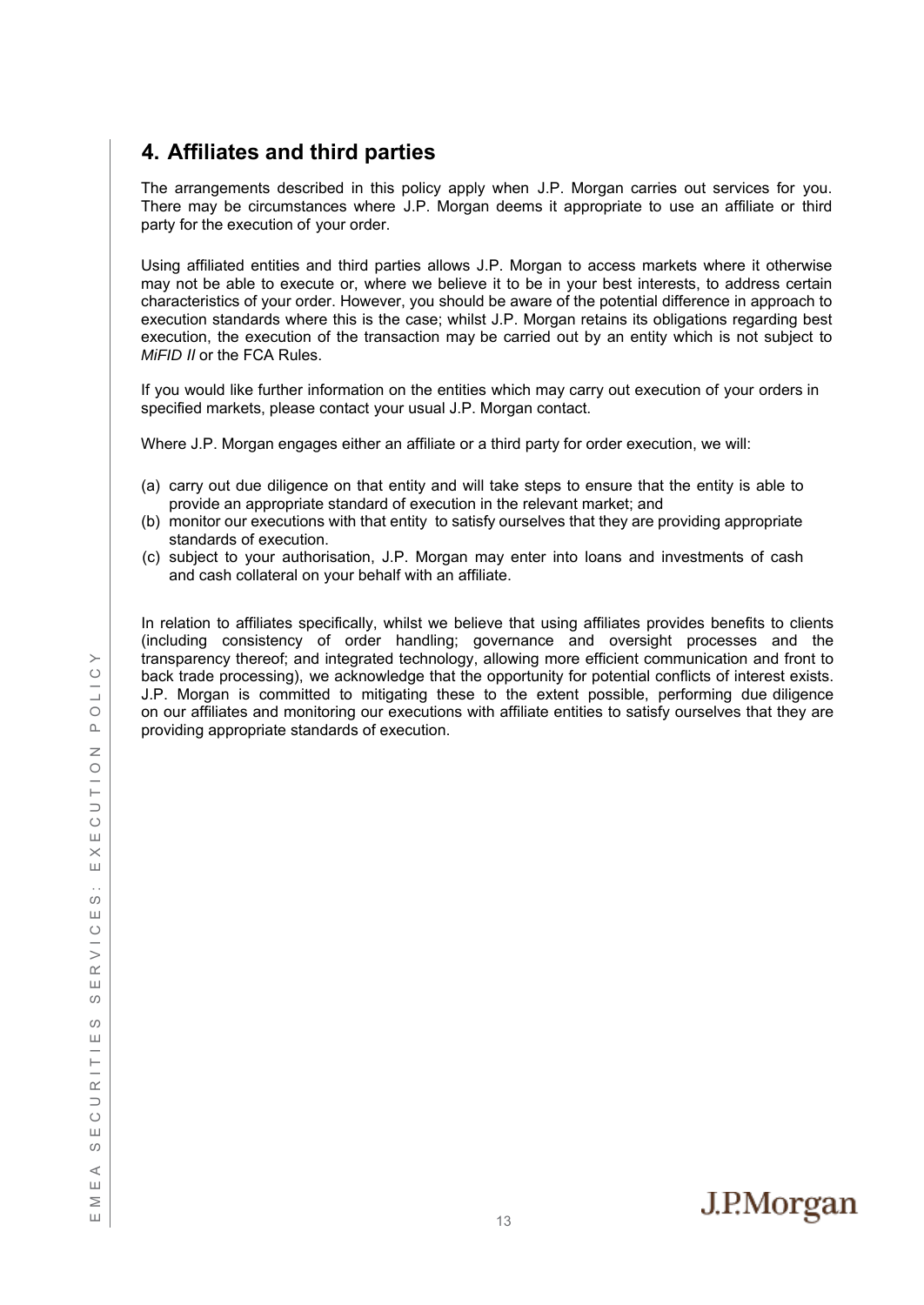## 4. Affiliates and third parties

The arrangements described in this policy apply when J.P. Morgan carries out services for you. There may be circumstances where J.P. Morgan deems it appropriate to use an affiliate or third party for the execution of your order.

Using affiliated entities and third parties allows J.P. Morgan to access markets where it otherwise may not be able to execute or, where we believe it to be in your best interests, to address certain characteristics of your order. However, you should be aware of the potential difference in approach to execution standards where this is the case; whilst J.P. Morgan retains its obligations regarding best execution, the execution of the transaction may be carried out by an entity which is not subject to *MiFID II* or the FCA Rules.

If you would like further information on the entities which may carry out execution of your orders in specified markets, please contact your usual J.P. Morgan contact.

Where J.P. Morgan engages either an affiliate or a third party for order execution, we will:

(a) carry out due diligence on that entity and will take steps to ensure that the entity is able to provide an appropriate standard of execution in the relevant market; and
(b) monitor our executions with that entity to satisfy ourselves that they are providing appropriate standards of execution.
(c) subject to your authorisation, J.P. Morgan may enter into loans and investments of cash and cash collateral on your behalf with an affiliate.

In relation to affiliates specifically, whilst we believe that using affiliates provides benefits to clients (including consistency of order handling; governance and oversight processes and the transparency thereof; and integrated technology, allowing more efficient communication and front to back trade processing), we acknowledge that the opportunity for potential conflicts of interest exists. J.P. Morgan is committed to mitigating these to the extent possible, performing due diligence on our affiliates and monitoring our executions with affiliate entities to satisfy ourselves that they are providing appropriate standards of execution.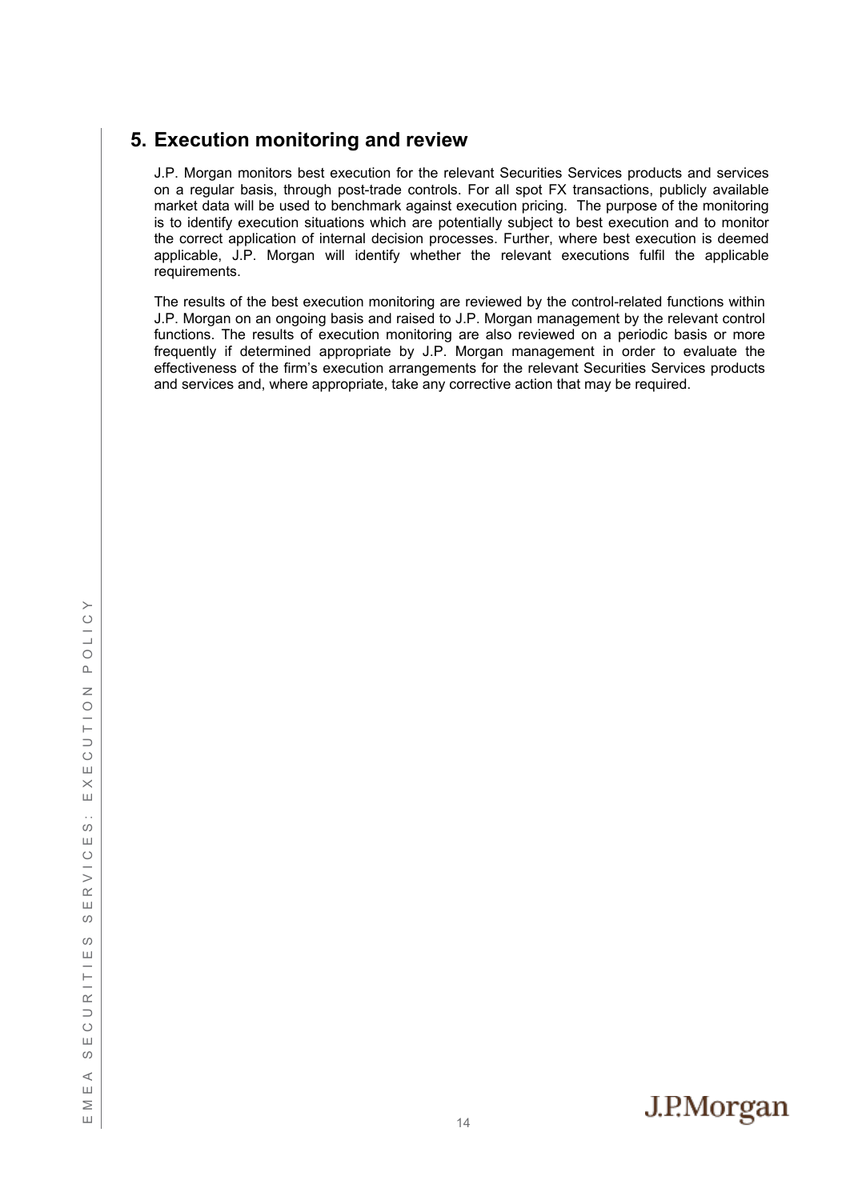## 5. Execution monitoring and review

J.P. Morgan monitors best execution for the relevant Securities Services products and services on a regular basis, through post-trade controls. For all spot FX transactions, publicly available market data will be used to benchmark against execution pricing. The purpose of the monitoring is to identify execution situations which are potentially subject to best execution and to monitor the correct application of internal decision processes. Further, where best execution is deemed applicable, J.P. Morgan will identify whether the relevant executions fulfil the applicable requirements.

The results of the best execution monitoring are reviewed by the control-related functions within J.P. Morgan on an ongoing basis and raised to J.P. Morgan management by the relevant control functions. The results of execution monitoring are also reviewed on a periodic basis or more frequently if determined appropriate by J.P. Morgan management in order to evaluate the effectiveness of the firm's execution arrangements for the relevant Securities Services products and services and, where appropriate, take any corrective action that may be required.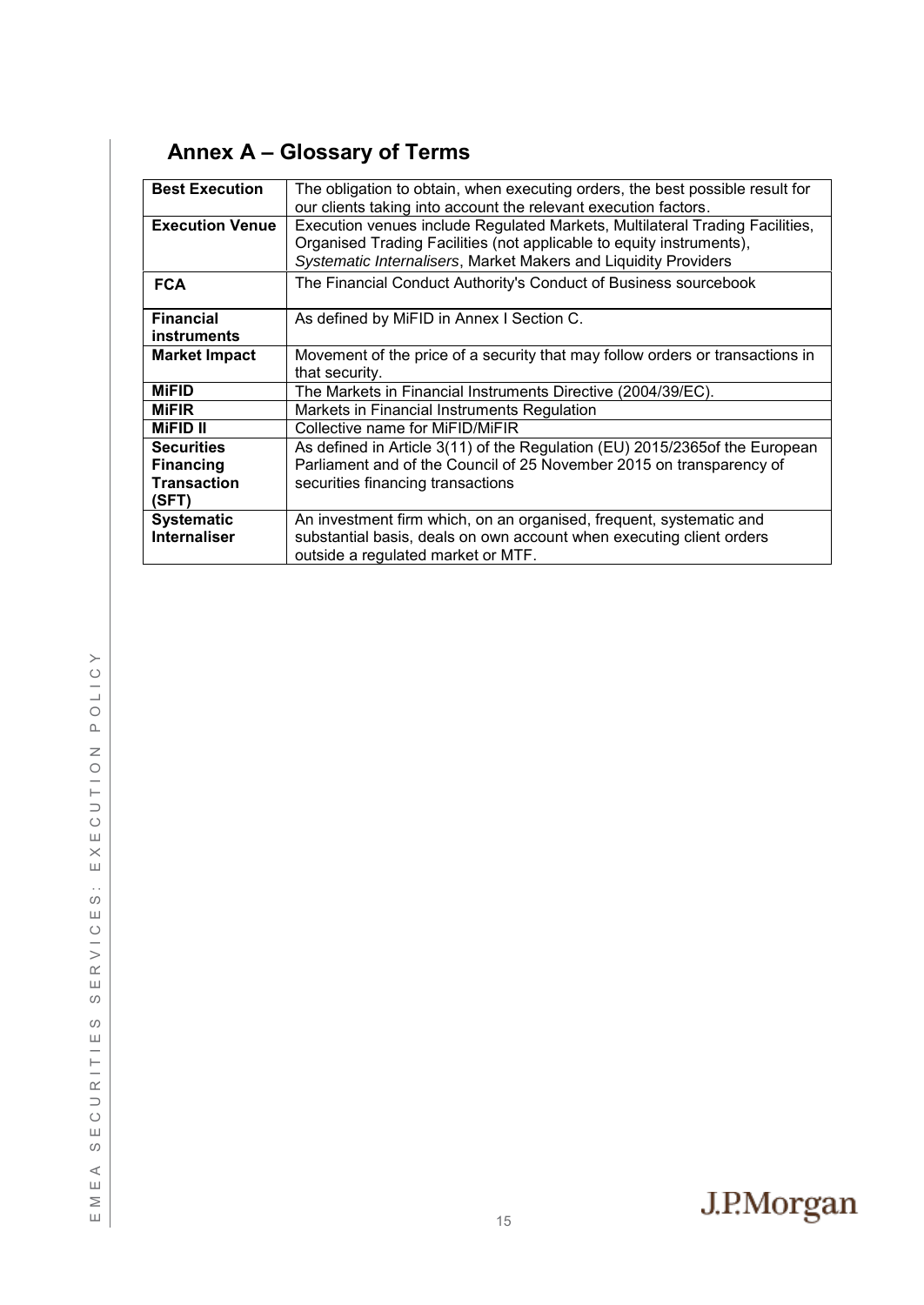## Annex A – Glossary of Terms

| | |
|---|---|
| **Best Execution** | The obligation to obtain, when executing orders, the best possible result for our clients taking into account the relevant execution factors. |
| **Execution Venue** | Execution venues include Regulated Markets, Multilateral Trading Facilities, Organised Trading Facilities (not applicable to equity instruments), *Systematic Internalisers*, Market Makers and Liquidity Providers |
| **FCA** | The Financial Conduct Authority's Conduct of Business sourcebook |
| **Financial instruments** | As defined by MiFID in Annex I Section C. |
| **Market Impact** | Movement of the price of a security that may follow orders or transactions in that security. |
| **MiFID** | The Markets in Financial Instruments Directive (2004/39/EC). |
| **MiFIR** | Markets in Financial Instruments Regulation |
| **MiFID II** | Collective name for MiFID/MiFIR |
| **Securities Financing Transaction (SFT)** | As defined in Article 3(11) of the Regulation (EU) 2015/2365of the European Parliament and of the Council of 25 November 2015 on transparency of securities financing transactions |
| **Systematic Internaliser** | An investment firm which, on an organised, frequent, systematic and substantial basis, deals on own account when executing client orders outside a regulated market or MTF. |